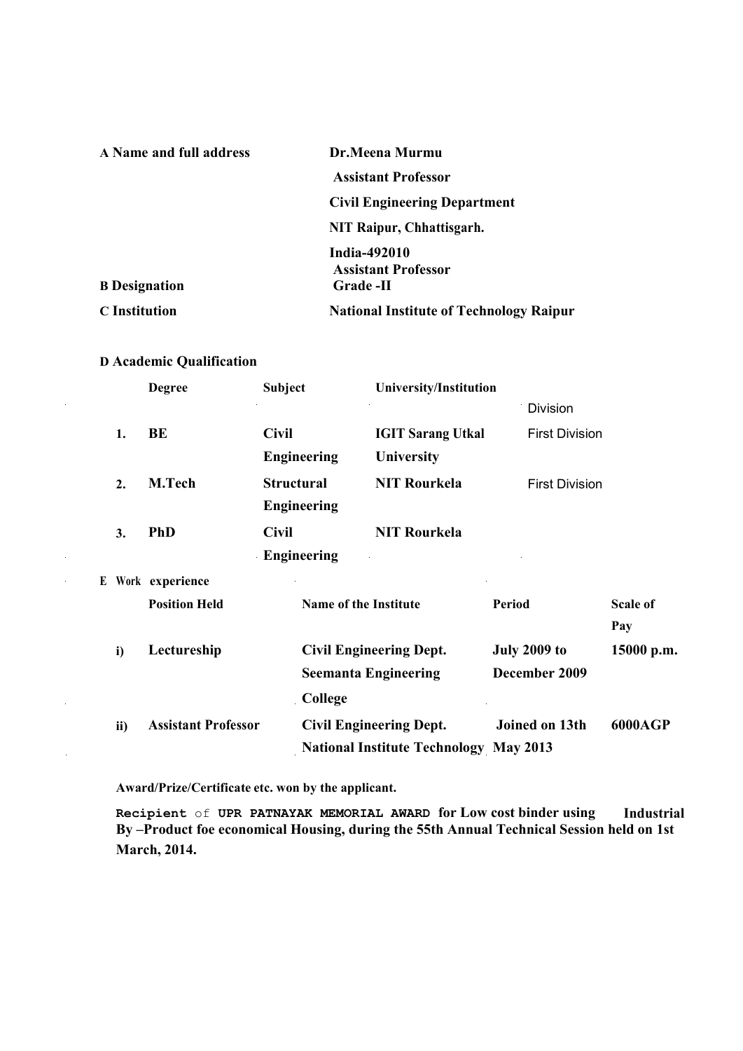| | |
|---|---|
| **A Name and full address** | **Dr.Meena Murmu** |
| | **Assistant Professor** |
| | **Civil Engineering Department** |
| | **NIT Raipur, Chhattisgarh.** |
| | **India-492010** |
| **B Designation** | **Assistant Professor Grade -II** |
| **C Institution** | **National Institute of Technology Raipur** |

**D Academic Qualification**

| | Degree | Subject | University/Institution | Division |
|---|---|---|---|---|
| **1.** | **BE** | **Civil Engineering** | **IGIT Sarang Utkal University** | First Division |
| **2.** | **M.Tech** | **Structural Engineering** | **NIT Rourkela** | First Division |
| **3.** | **PhD** | **Civil Engineering** | **NIT Rourkela** | |

**E Work experience**

| | Position Held | Name of the Institute | Period | Scale of Pay |
|---|---|---|---|---|
| **i)** | **Lectureship** | **Civil Engineering Dept. Seemanta Engineering College** | **July 2009 to December 2009** | **15000 p.m.** |
| **ii)** | **Assistant Professor** | **Civil Engineering Dept. National Institute Technology** | **Joined on 13th May 2013** | **6000AGP** |

**Award/Prize/Certificate etc. won by the applicant.**

**Recipient** of **UPR PATNAYAK MEMORIAL AWARD for Low cost binder using Industrial By –Product foe economical Housing, during the 55th Annual Technical Session held on 1st March, 2014.**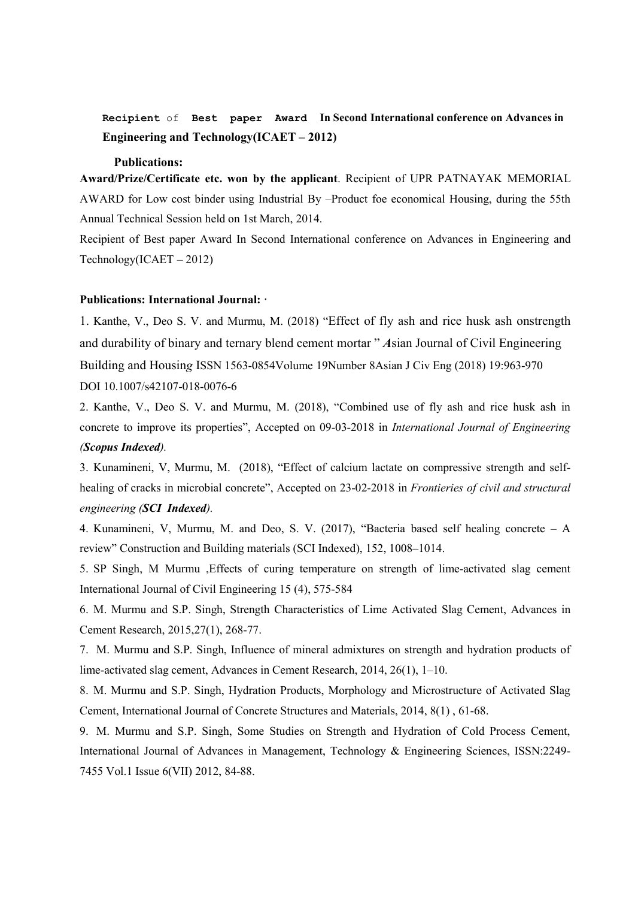**Recipient** of **Best paper Award In Second International conference on Advances in Engineering and Technology(ICAET – 2012)**

**Publications:**

**Award/Prize/Certificate etc. won by the applicant**. Recipient of UPR PATNAYAK MEMORIAL AWARD for Low cost binder using Industrial By –Product foe economical Housing, during the 55th Annual Technical Session held on 1st March, 2014.

Recipient of Best paper Award In Second International conference on Advances in Engineering and Technology(ICAET – 2012)

**Publications: International Journal:** ·

1. Kanthe, V., Deo S. V. and Murmu, M. (2018) "Effect of fly ash and rice husk ash onstrength and durability of binary and ternary blend cement mortar " *A*sian Journal of Civil Engineering Building and Housin*g* ISSN 1563-0854Volume 19Number 8Asian J Civ Eng (2018) 19:963-970 DOI 10.1007/s42107-018-0076-6
2. Kanthe, V., Deo S. V. and Murmu, M. (2018), "Combined use of fly ash and rice husk ash in concrete to improve its properties", Accepted on 09-03-2018 in *International Journal of Engineering **(Scopus Indexed)**.*
3. Kunamineni, V, Murmu, M. (2018), "Effect of calcium lactate on compressive strength and self-healing of cracks in microbial concrete", Accepted on 23-02-2018 in *Frontieries of civil and structural engineering (**SCI Indexed**).*
4. Kunamineni, V, Murmu, M. and Deo, S. V. (2017), "Bacteria based self healing concrete – A review" Construction and Building materials (SCI Indexed), 152, 1008–1014.
5. SP Singh, M Murmu ,Effects of curing temperature on strength of lime-activated slag cement International Journal of Civil Engineering 15 (4), 575-584
6. M. Murmu and S.P. Singh, Strength Characteristics of Lime Activated Slag Cement, Advances in Cement Research, 2015,27(1), 268-77.
7. M. Murmu and S.P. Singh, Influence of mineral admixtures on strength and hydration products of lime-activated slag cement, Advances in Cement Research, 2014, 26(1), 1–10.
8. M. Murmu and S.P. Singh, Hydration Products, Morphology and Microstructure of Activated Slag Cement, International Journal of Concrete Structures and Materials, 2014, 8(1) , 61-68.
9. M. Murmu and S.P. Singh, Some Studies on Strength and Hydration of Cold Process Cement, International Journal of Advances in Management, Technology & Engineering Sciences, ISSN:2249-7455 Vol.1 Issue 6(VII) 2012, 84-88.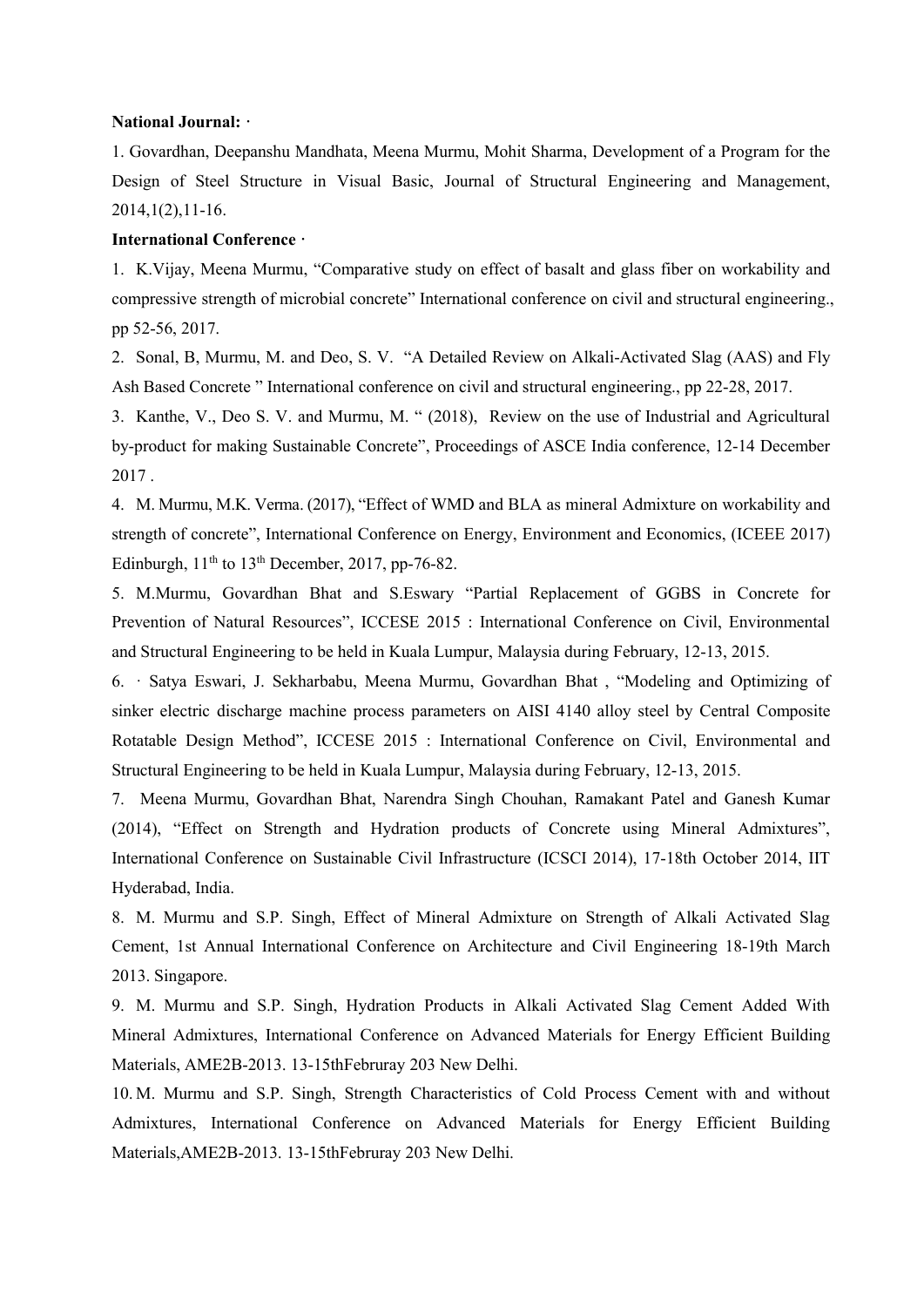**National Journal: ·**

1. Govardhan, Deepanshu Mandhata, Meena Murmu, Mohit Sharma, Development of a Program for the Design of Steel Structure in Visual Basic, Journal of Structural Engineering and Management, 2014,1(2),11-16.

**International Conference ·**

1. K.Vijay, Meena Murmu, "Comparative study on effect of basalt and glass fiber on workability and compressive strength of microbial concrete" International conference on civil and structural engineering., pp 52-56, 2017.
2. Sonal, B, Murmu, M. and Deo, S. V. "A Detailed Review on Alkali-Activated Slag (AAS) and Fly Ash Based Concrete " International conference on civil and structural engineering., pp 22-28, 2017.
3. Kanthe, V., Deo S. V. and Murmu, M. " (2018), Review on the use of Industrial and Agricultural by-product for making Sustainable Concrete", Proceedings of ASCE India conference, 12-14 December 2017 .
4. M. Murmu, M.K. Verma. (2017), "Effect of WMD and BLA as mineral Admixture on workability and strength of concrete", International Conference on Energy, Environment and Economics, (ICEEE 2017) Edinburgh, 11th to 13th December, 2017, pp-76-82.
5. M.Murmu, Govardhan Bhat and S.Eswary "Partial Replacement of GGBS in Concrete for Prevention of Natural Resources", ICCESE 2015 : International Conference on Civil, Environmental and Structural Engineering to be held in Kuala Lumpur, Malaysia during February, 12-13, 2015.
6. · Satya Eswari, J. Sekharbabu, Meena Murmu, Govardhan Bhat , "Modeling and Optimizing of sinker electric discharge machine process parameters on AISI 4140 alloy steel by Central Composite Rotatable Design Method", ICCESE 2015 : International Conference on Civil, Environmental and Structural Engineering to be held in Kuala Lumpur, Malaysia during February, 12-13, 2015.
7. Meena Murmu, Govardhan Bhat, Narendra Singh Chouhan, Ramakant Patel and Ganesh Kumar (2014), "Effect on Strength and Hydration products of Concrete using Mineral Admixtures", International Conference on Sustainable Civil Infrastructure (ICSCI 2014), 17-18th October 2014, IIT Hyderabad, India.
8. M. Murmu and S.P. Singh, Effect of Mineral Admixture on Strength of Alkali Activated Slag Cement, 1st Annual International Conference on Architecture and Civil Engineering 18-19th March 2013. Singapore.
9. M. Murmu and S.P. Singh, Hydration Products in Alkali Activated Slag Cement Added With Mineral Admixtures, International Conference on Advanced Materials for Energy Efficient Building Materials, AME2B-2013. 13-15thFebruray 203 New Delhi.
10. M. Murmu and S.P. Singh, Strength Characteristics of Cold Process Cement with and without Admixtures, International Conference on Advanced Materials for Energy Efficient Building Materials,AME2B-2013. 13-15thFebruray 203 New Delhi.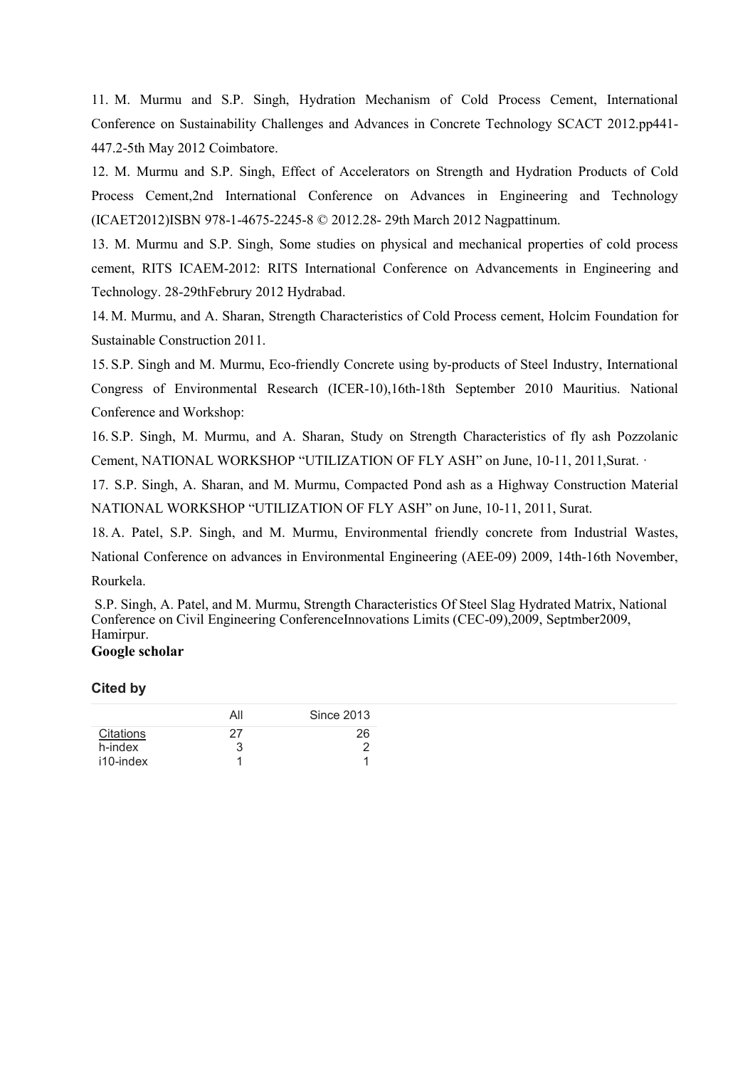11. M. Murmu and S.P. Singh, Hydration Mechanism of Cold Process Cement, International Conference on Sustainability Challenges and Advances in Concrete Technology SCACT 2012.pp441-447.2-5th May 2012 Coimbatore.

12. M. Murmu and S.P. Singh, Effect of Accelerators on Strength and Hydration Products of Cold Process Cement,2nd International Conference on Advances in Engineering and Technology (ICAET2012)ISBN 978-1-4675-2245-8 © 2012.28- 29th March 2012 Nagpattinum.

13. M. Murmu and S.P. Singh, Some studies on physical and mechanical properties of cold process cement, RITS ICAEM-2012: RITS International Conference on Advancements in Engineering and Technology. 28-29thFebrury 2012 Hydrabad.

14. M. Murmu, and A. Sharan, Strength Characteristics of Cold Process cement, Holcim Foundation for Sustainable Construction 2011.

15. S.P. Singh and M. Murmu, Eco-friendly Concrete using by-products of Steel Industry, International Congress of Environmental Research (ICER-10),16th-18th September 2010 Mauritius. National Conference and Workshop:

16. S.P. Singh, M. Murmu, and A. Sharan, Study on Strength Characteristics of fly ash Pozzolanic Cement, NATIONAL WORKSHOP "UTILIZATION OF FLY ASH" on June, 10-11, 2011,Surat. ·

17. S.P. Singh, A. Sharan, and M. Murmu, Compacted Pond ash as a Highway Construction Material NATIONAL WORKSHOP "UTILIZATION OF FLY ASH" on June, 10-11, 2011, Surat.

18. A. Patel, S.P. Singh, and M. Murmu, Environmental friendly concrete from Industrial Wastes, National Conference on advances in Environmental Engineering (AEE-09) 2009, 14th-16th November, Rourkela.

S.P. Singh, A. Patel, and M. Murmu, Strength Characteristics Of Steel Slag Hydrated Matrix, National Conference on Civil Engineering ConferenceInnovations Limits (CEC-09),2009, Septmber2009, Hamirpur.

**Google scholar**

**Cited by**

| | All | Since 2013 |
|---|---|---|
| Citations | 27 | 26 |
| h-index | 3 | 2 |
| i10-index | 1 | 1 |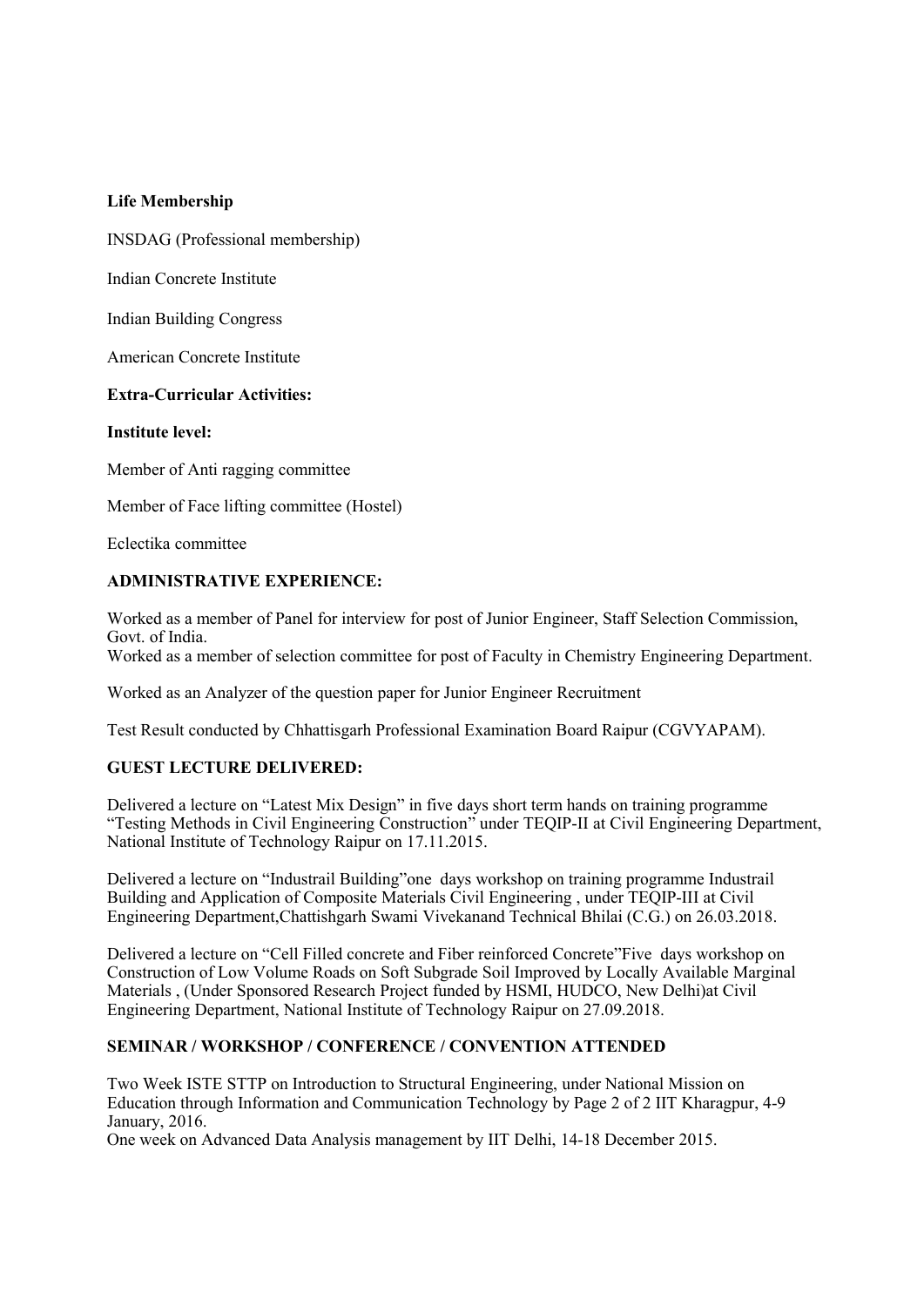**Life Membership**

INSDAG (Professional membership)

Indian Concrete Institute

Indian Building Congress

American Concrete Institute

**Extra-Curricular Activities:**

**Institute level:**

Member of Anti ragging committee

Member of Face lifting committee (Hostel)

Eclectika committee

**ADMINISTRATIVE EXPERIENCE:**

Worked as a member of Panel for interview for post of Junior Engineer, Staff Selection Commission, Govt. of India.
Worked as a member of selection committee for post of Faculty in Chemistry Engineering Department.

Worked as an Analyzer of the question paper for Junior Engineer Recruitment

Test Result conducted by Chhattisgarh Professional Examination Board Raipur (CGVYAPAM).

**GUEST LECTURE DELIVERED:**

Delivered a lecture on "Latest Mix Design" in five days short term hands on training programme "Testing Methods in Civil Engineering Construction" under TEQIP-II at Civil Engineering Department, National Institute of Technology Raipur on 17.11.2015.

Delivered a lecture on "Industrail Building"one days workshop on training programme Industrail Building and Application of Composite Materials Civil Engineering , under TEQIP-III at Civil Engineering Department,Chattishgarh Swami Vivekanand Technical Bhilai (C.G.) on 26.03.2018.

Delivered a lecture on "Cell Filled concrete and Fiber reinforced Concrete"Five days workshop on Construction of Low Volume Roads on Soft Subgrade Soil Improved by Locally Available Marginal Materials , (Under Sponsored Research Project funded by HSMI, HUDCO, New Delhi)at Civil Engineering Department, National Institute of Technology Raipur on 27.09.2018.

**SEMINAR / WORKSHOP / CONFERENCE / CONVENTION ATTENDED**

Two Week ISTE STTP on Introduction to Structural Engineering, under National Mission on Education through Information and Communication Technology by Page 2 of 2 IIT Kharagpur, 4-9 January, 2016.
One week on Advanced Data Analysis management by IIT Delhi, 14-18 December 2015.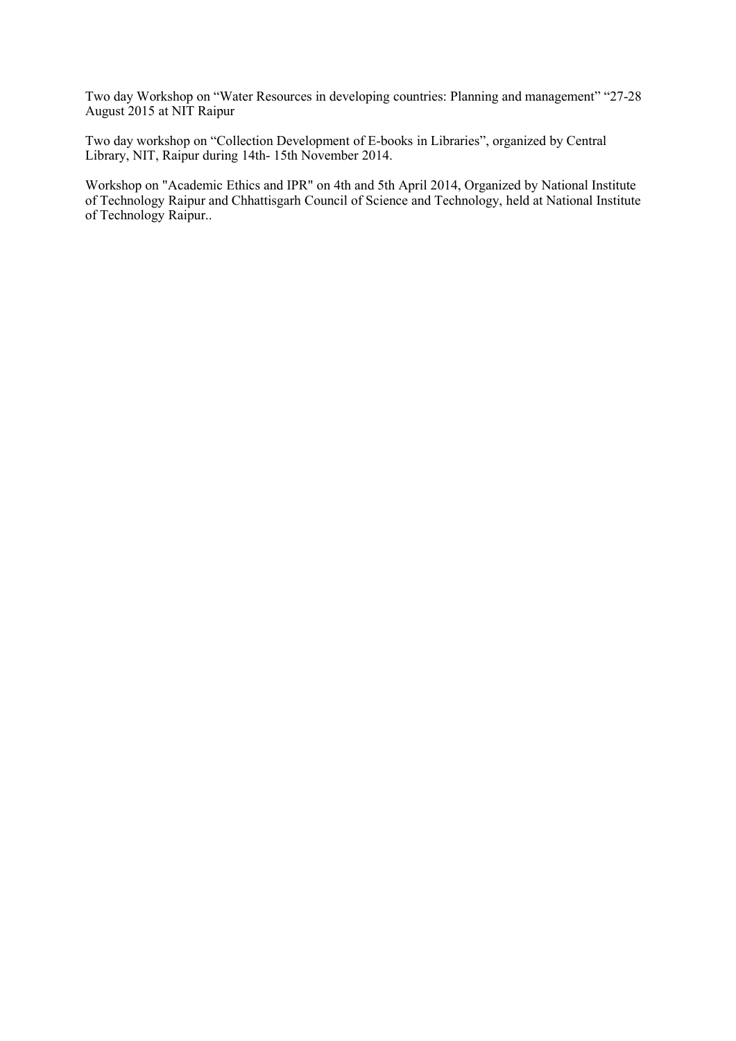Two day Workshop on “Water Resources in developing countries: Planning and management” “27-28 August 2015 at NIT Raipur

Two day workshop on “Collection Development of E-books in Libraries”, organized by Central Library, NIT, Raipur during 14th- 15th November 2014.

Workshop on "Academic Ethics and IPR" on 4th and 5th April 2014, Organized by National Institute of Technology Raipur and Chhattisgarh Council of Science and Technology, held at National Institute of Technology Raipur..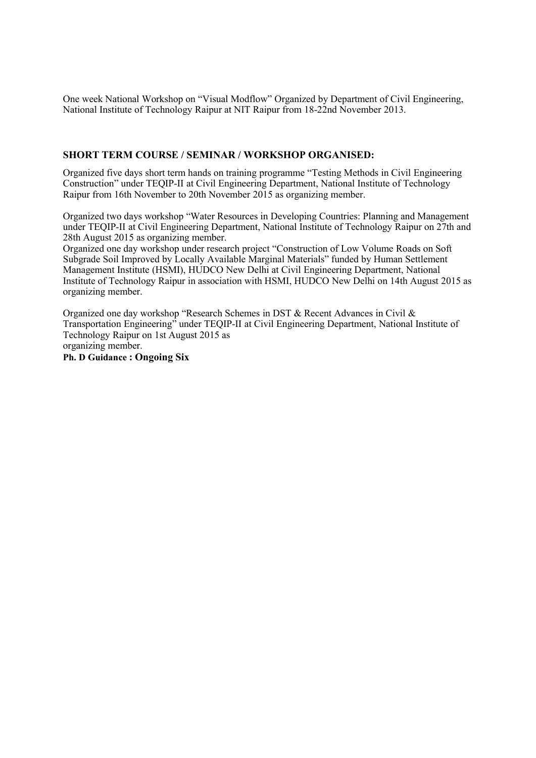One week National Workshop on "Visual Modflow" Organized by Department of Civil Engineering, National Institute of Technology Raipur at NIT Raipur from 18-22nd November 2013.

## SHORT TERM COURSE / SEMINAR / WORKSHOP ORGANISED:

Organized five days short term hands on training programme "Testing Methods in Civil Engineering Construction" under TEQIP-II at Civil Engineering Department, National Institute of Technology Raipur from 16th November to 20th November 2015 as organizing member.

Organized two days workshop "Water Resources in Developing Countries: Planning and Management under TEQIP-II at Civil Engineering Department, National Institute of Technology Raipur on 27th and 28th August 2015 as organizing member.

Organized one day workshop under research project "Construction of Low Volume Roads on Soft Subgrade Soil Improved by Locally Available Marginal Materials" funded by Human Settlement Management Institute (HSMI), HUDCO New Delhi at Civil Engineering Department, National Institute of Technology Raipur in association with HSMI, HUDCO New Delhi on 14th August 2015 as organizing member.

Organized one day workshop "Research Schemes in DST & Recent Advances in Civil & Transportation Engineering" under TEQIP-II at Civil Engineering Department, National Institute of Technology Raipur on 1st August 2015 as organizing member.

**Ph. D Guidance : Ongoing Six**